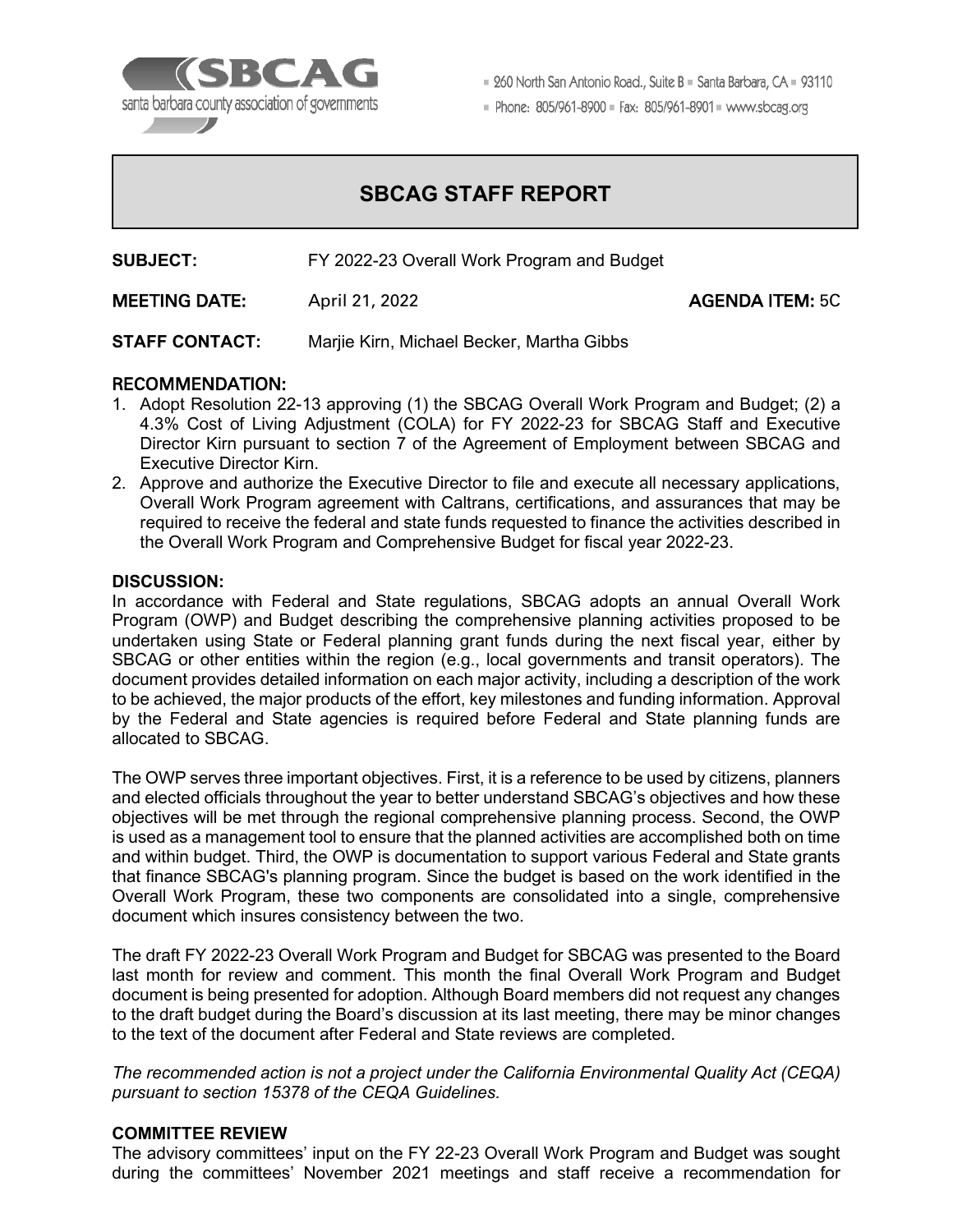SBCAG
santa barbara county association of governments

260 North San Antonio Road., Suite B ▪ Santa Barbara, CA ▪ 93110
Phone: 805/961-8900 ▪ Fax: 805/961-8901 ▪ www.sbcag.org

# SBCAG STAFF REPORT

**SUBJECT:** FY 2022-23 Overall Work Program and Budget

**MEETING DATE:** April 21, 2022 **AGENDA ITEM:** 5C

**STAFF CONTACT:** Marjie Kirn, Michael Becker, Martha Gibbs

## RECOMMENDATION:

1. Adopt Resolution 22-13 approving (1) the SBCAG Overall Work Program and Budget; (2) a 4.3% Cost of Living Adjustment (COLA) for FY 2022-23 for SBCAG Staff and Executive Director Kirn pursuant to section 7 of the Agreement of Employment between SBCAG and Executive Director Kirn.
2. Approve and authorize the Executive Director to file and execute all necessary applications, Overall Work Program agreement with Caltrans, certifications, and assurances that may be required to receive the federal and state funds requested to finance the activities described in the Overall Work Program and Comprehensive Budget for fiscal year 2022-23.

## DISCUSSION:

In accordance with Federal and State regulations, SBCAG adopts an annual Overall Work Program (OWP) and Budget describing the comprehensive planning activities proposed to be undertaken using State or Federal planning grant funds during the next fiscal year, either by SBCAG or other entities within the region (e.g., local governments and transit operators). The document provides detailed information on each major activity, including a description of the work to be achieved, the major products of the effort, key milestones and funding information. Approval by the Federal and State agencies is required before Federal and State planning funds are allocated to SBCAG.

The OWP serves three important objectives. First, it is a reference to be used by citizens, planners and elected officials throughout the year to better understand SBCAG's objectives and how these objectives will be met through the regional comprehensive planning process. Second, the OWP is used as a management tool to ensure that the planned activities are accomplished both on time and within budget. Third, the OWP is documentation to support various Federal and State grants that finance SBCAG's planning program. Since the budget is based on the work identified in the Overall Work Program, these two components are consolidated into a single, comprehensive document which insures consistency between the two.

The draft FY 2022-23 Overall Work Program and Budget for SBCAG was presented to the Board last month for review and comment. This month the final Overall Work Program and Budget document is being presented for adoption. Although Board members did not request any changes to the draft budget during the Board's discussion at its last meeting, there may be minor changes to the text of the document after Federal and State reviews are completed.

*The recommended action is not a project under the California Environmental Quality Act (CEQA) pursuant to section 15378 of the CEQA Guidelines.*

## COMMITTEE REVIEW

The advisory committees' input on the FY 22-23 Overall Work Program and Budget was sought during the committees' November 2021 meetings and staff receive a recommendation for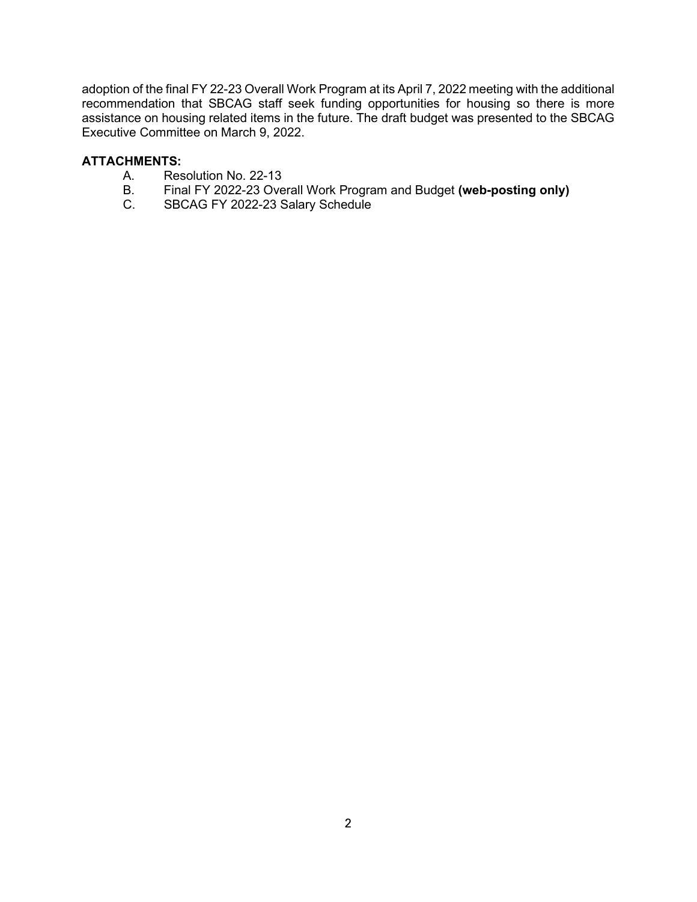adoption of the final FY 22-23 Overall Work Program at its April 7, 2022 meeting with the additional recommendation that SBCAG staff seek funding opportunities for housing so there is more assistance on housing related items in the future. The draft budget was presented to the SBCAG Executive Committee on March 9, 2022.

**ATTACHMENTS:**

A. Resolution No. 22-13
B. Final FY 2022-23 Overall Work Program and Budget **(web-posting only)**
C. SBCAG FY 2022-23 Salary Schedule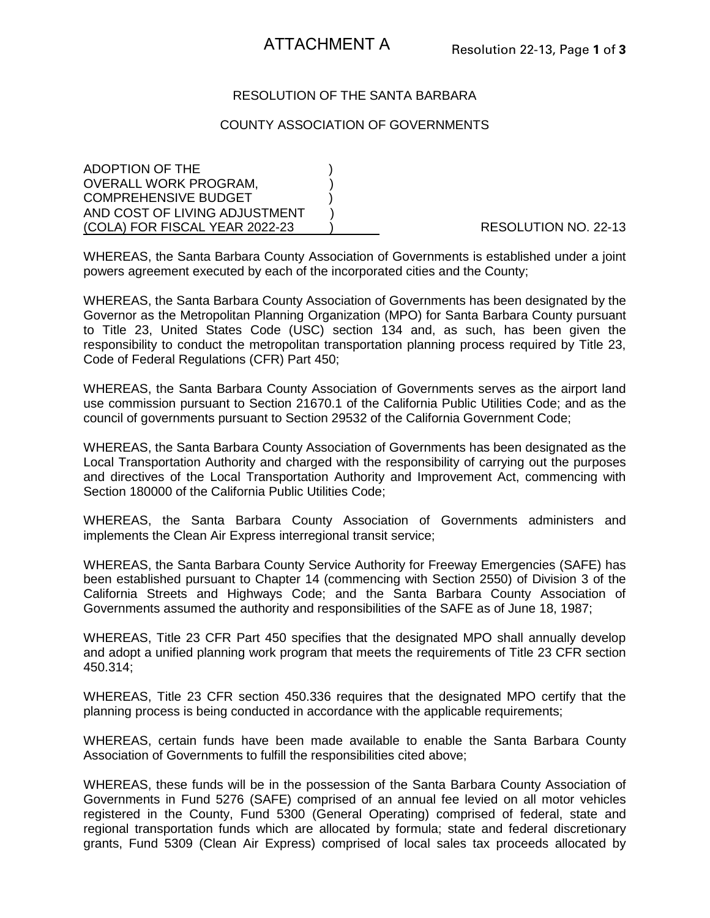ATTACHMENT A

RESOLUTION OF THE SANTA BARBARA

COUNTY ASSOCIATION OF GOVERNMENTS

ADOPTION OF THE )
OVERALL WORK PROGRAM, )
COMPREHENSIVE BUDGET )
AND COST OF LIVING ADJUSTMENT )
(COLA) FOR FISCAL YEAR 2022-23 ) RESOLUTION NO. 22-13

WHEREAS, the Santa Barbara County Association of Governments is established under a joint powers agreement executed by each of the incorporated cities and the County;

WHEREAS, the Santa Barbara County Association of Governments has been designated by the Governor as the Metropolitan Planning Organization (MPO) for Santa Barbara County pursuant to Title 23, United States Code (USC) section 134 and, as such, has been given the responsibility to conduct the metropolitan transportation planning process required by Title 23, Code of Federal Regulations (CFR) Part 450;

WHEREAS, the Santa Barbara County Association of Governments serves as the airport land use commission pursuant to Section 21670.1 of the California Public Utilities Code; and as the council of governments pursuant to Section 29532 of the California Government Code;

WHEREAS, the Santa Barbara County Association of Governments has been designated as the Local Transportation Authority and charged with the responsibility of carrying out the purposes and directives of the Local Transportation Authority and Improvement Act, commencing with Section 180000 of the California Public Utilities Code;

WHEREAS, the Santa Barbara County Association of Governments administers and implements the Clean Air Express interregional transit service;

WHEREAS, the Santa Barbara County Service Authority for Freeway Emergencies (SAFE) has been established pursuant to Chapter 14 (commencing with Section 2550) of Division 3 of the California Streets and Highways Code; and the Santa Barbara County Association of Governments assumed the authority and responsibilities of the SAFE as of June 18, 1987;

WHEREAS, Title 23 CFR Part 450 specifies that the designated MPO shall annually develop and adopt a unified planning work program that meets the requirements of Title 23 CFR section 450.314;

WHEREAS, Title 23 CFR section 450.336 requires that the designated MPO certify that the planning process is being conducted in accordance with the applicable requirements;

WHEREAS, certain funds have been made available to enable the Santa Barbara County Association of Governments to fulfill the responsibilities cited above;

WHEREAS, these funds will be in the possession of the Santa Barbara County Association of Governments in Fund 5276 (SAFE) comprised of an annual fee levied on all motor vehicles registered in the County, Fund 5300 (General Operating) comprised of federal, state and regional transportation funds which are allocated by formula; state and federal discretionary grants, Fund 5309 (Clean Air Express) comprised of local sales tax proceeds allocated by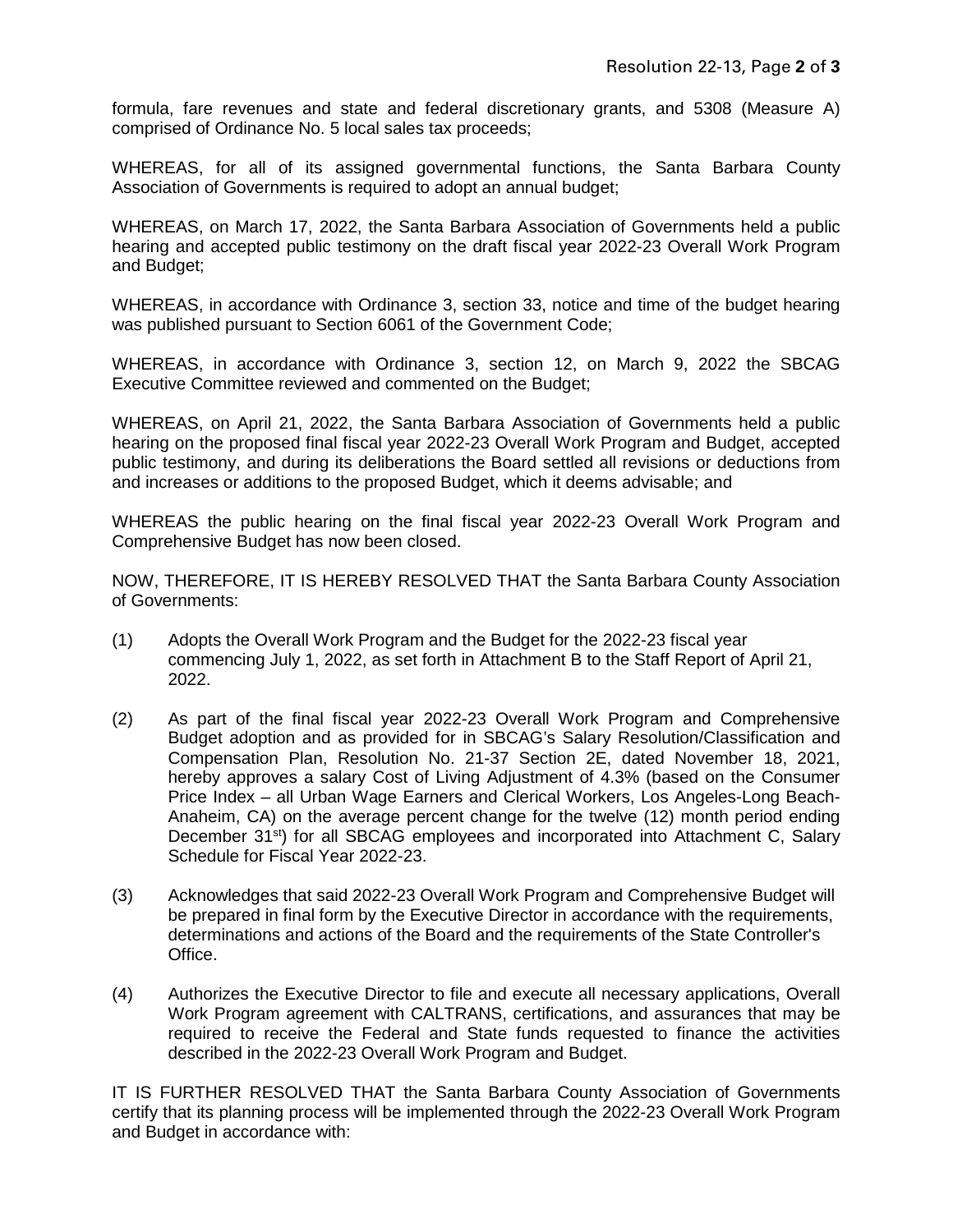formula, fare revenues and state and federal discretionary grants, and 5308 (Measure A) comprised of Ordinance No. 5 local sales tax proceeds;

WHEREAS, for all of its assigned governmental functions, the Santa Barbara County Association of Governments is required to adopt an annual budget;

WHEREAS, on March 17, 2022, the Santa Barbara Association of Governments held a public hearing and accepted public testimony on the draft fiscal year 2022-23 Overall Work Program and Budget;

WHEREAS, in accordance with Ordinance 3, section 33, notice and time of the budget hearing was published pursuant to Section 6061 of the Government Code;

WHEREAS, in accordance with Ordinance 3, section 12, on March 9, 2022 the SBCAG Executive Committee reviewed and commented on the Budget;

WHEREAS, on April 21, 2022, the Santa Barbara Association of Governments held a public hearing on the proposed final fiscal year 2022-23 Overall Work Program and Budget, accepted public testimony, and during its deliberations the Board settled all revisions or deductions from and increases or additions to the proposed Budget, which it deems advisable; and

WHEREAS the public hearing on the final fiscal year 2022-23 Overall Work Program and Comprehensive Budget has now been closed.

NOW, THEREFORE, IT IS HEREBY RESOLVED THAT the Santa Barbara County Association of Governments:

(1) Adopts the Overall Work Program and the Budget for the 2022-23 fiscal year commencing July 1, 2022, as set forth in Attachment B to the Staff Report of April 21, 2022.

(2) As part of the final fiscal year 2022-23 Overall Work Program and Comprehensive Budget adoption and as provided for in SBCAG's Salary Resolution/Classification and Compensation Plan, Resolution No. 21-37 Section 2E, dated November 18, 2021, hereby approves a salary Cost of Living Adjustment of 4.3% (based on the Consumer Price Index – all Urban Wage Earners and Clerical Workers, Los Angeles-Long Beach-Anaheim, CA) on the average percent change for the twelve (12) month period ending December 31st) for all SBCAG employees and incorporated into Attachment C, Salary Schedule for Fiscal Year 2022-23.

(3) Acknowledges that said 2022-23 Overall Work Program and Comprehensive Budget will be prepared in final form by the Executive Director in accordance with the requirements, determinations and actions of the Board and the requirements of the State Controller's Office.

(4) Authorizes the Executive Director to file and execute all necessary applications, Overall Work Program agreement with CALTRANS, certifications, and assurances that may be required to receive the Federal and State funds requested to finance the activities described in the 2022-23 Overall Work Program and Budget.

IT IS FURTHER RESOLVED THAT the Santa Barbara County Association of Governments certify that its planning process will be implemented through the 2022-23 Overall Work Program and Budget in accordance with: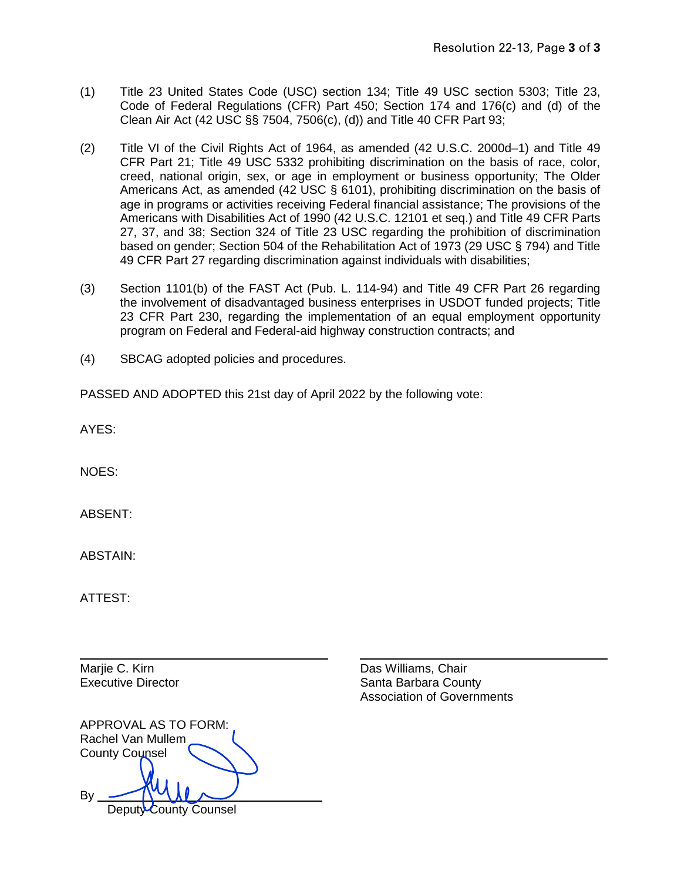(1) Title 23 United States Code (USC) section 134; Title 49 USC section 5303; Title 23, Code of Federal Regulations (CFR) Part 450; Section 174 and 176(c) and (d) of the Clean Air Act (42 USC §§ 7504, 7506(c), (d)) and Title 40 CFR Part 93;

(2) Title VI of the Civil Rights Act of 1964, as amended (42 U.S.C. 2000d–1) and Title 49 CFR Part 21; Title 49 USC 5332 prohibiting discrimination on the basis of race, color, creed, national origin, sex, or age in employment or business opportunity; The Older Americans Act, as amended (42 USC § 6101), prohibiting discrimination on the basis of age in programs or activities receiving Federal financial assistance; The provisions of the Americans with Disabilities Act of 1990 (42 U.S.C. 12101 et seq.) and Title 49 CFR Parts 27, 37, and 38; Section 324 of Title 23 USC regarding the prohibition of discrimination based on gender; Section 504 of the Rehabilitation Act of 1973 (29 USC § 794) and Title 49 CFR Part 27 regarding discrimination against individuals with disabilities;

(3) Section 1101(b) of the FAST Act (Pub. L. 114-94) and Title 49 CFR Part 26 regarding the involvement of disadvantaged business enterprises in USDOT funded projects; Title 23 CFR Part 230, regarding the implementation of an equal employment opportunity program on Federal and Federal-aid highway construction contracts; and

(4) SBCAG adopted policies and procedures.

PASSED AND ADOPTED this 21st day of April 2022 by the following vote:

AYES:

NOES:

ABSENT:

ABSTAIN:

ATTEST:

Marjie C. Kirn
Executive Director

Das Williams, Chair
Santa Barbara County
Association of Governments

APPROVAL AS TO FORM:
Rachel Van Mullem
County Counsel

By ______________________
Deputy County Counsel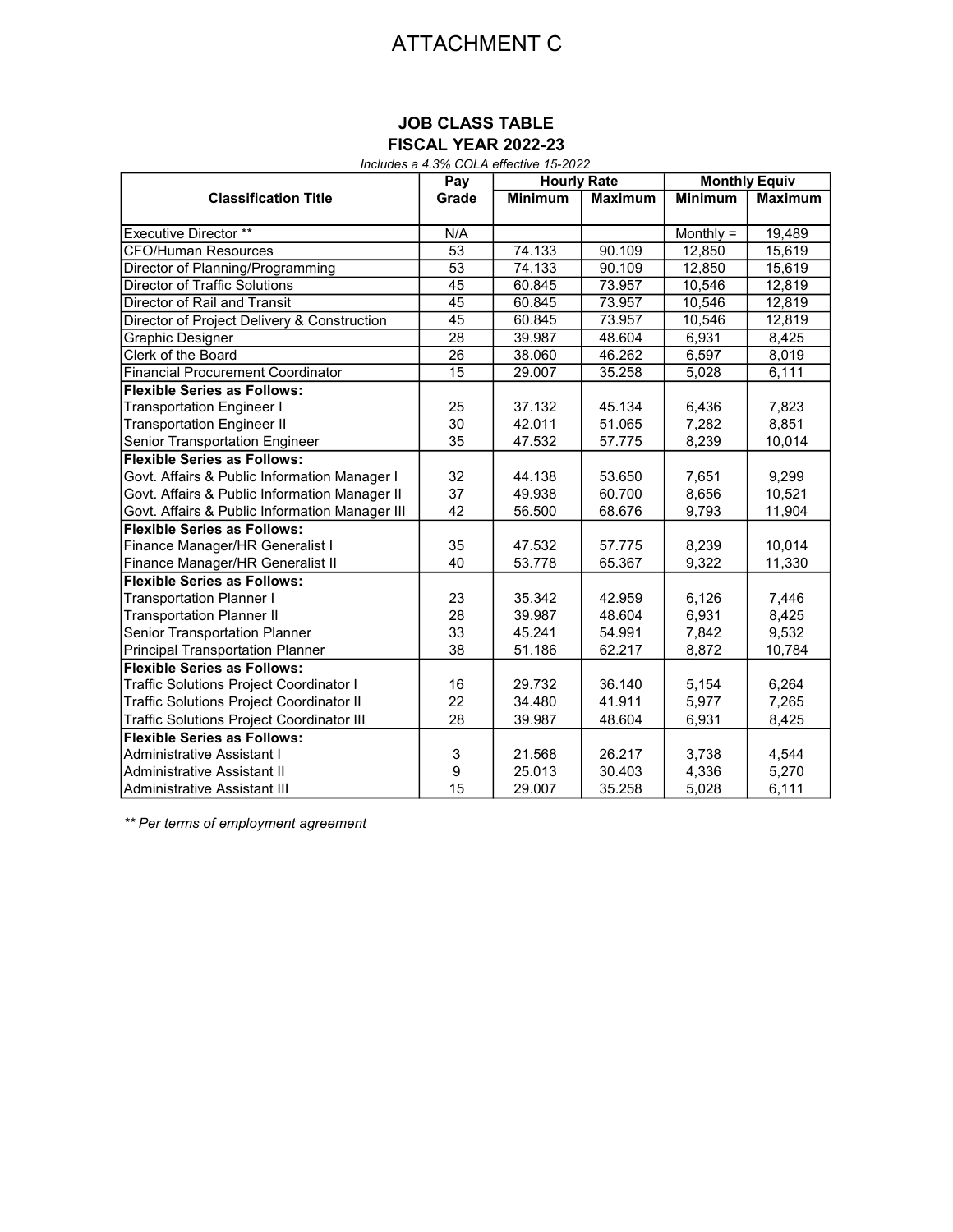# ATTACHMENT C

## JOB CLASS TABLE
## FISCAL YEAR 2022-23

*Includes a 4.3% COLA effective 15-2022*

| Classification Title | Pay Grade | Hourly Rate | | Monthly Equiv | |
|---|---|---|---|---|---|
| | | Minimum | Maximum | Minimum | Maximum |
| Executive Director ** | N/A | | | Monthly = | 19,489 |
| CFO/Human Resources | 53 | 74.133 | 90.109 | 12,850 | 15,619 |
| Director of Planning/Programming | 53 | 74.133 | 90.109 | 12,850 | 15,619 |
| Director of Traffic Solutions | 45 | 60.845 | 73.957 | 10,546 | 12,819 |
| Director of Rail and Transit | 45 | 60.845 | 73.957 | 10,546 | 12,819 |
| Director of Project Delivery & Construction | 45 | 60.845 | 73.957 | 10,546 | 12,819 |
| Graphic Designer | 28 | 39.987 | 48.604 | 6,931 | 8,425 |
| Clerk of the Board | 26 | 38.060 | 46.262 | 6,597 | 8,019 |
| Financial Procurement Coordinator | 15 | 29.007 | 35.258 | 5,028 | 6,111 |
| **Flexible Series as Follows:** | | | | | |
| Transportation Engineer I | 25 | 37.132 | 45.134 | 6,436 | 7,823 |
| Transportation Engineer II | 30 | 42.011 | 51.065 | 7,282 | 8,851 |
| Senior Transportation Engineer | 35 | 47.532 | 57.775 | 8,239 | 10,014 |
| **Flexible Series as Follows:** | | | | | |
| Govt. Affairs & Public Information Manager I | 32 | 44.138 | 53.650 | 7,651 | 9,299 |
| Govt. Affairs & Public Information Manager II | 37 | 49.938 | 60.700 | 8,656 | 10,521 |
| Govt. Affairs & Public Information Manager III | 42 | 56.500 | 68.676 | 9,793 | 11,904 |
| **Flexible Series as Follows:** | | | | | |
| Finance Manager/HR Generalist I | 35 | 47.532 | 57.775 | 8,239 | 10,014 |
| Finance Manager/HR Generalist II | 40 | 53.778 | 65.367 | 9,322 | 11,330 |
| **Flexible Series as Follows:** | | | | | |
| Transportation Planner I | 23 | 35.342 | 42.959 | 6,126 | 7,446 |
| Transportation Planner II | 28 | 39.987 | 48.604 | 6,931 | 8,425 |
| Senior Transportation Planner | 33 | 45.241 | 54.991 | 7,842 | 9,532 |
| Principal Transportation Planner | 38 | 51.186 | 62.217 | 8,872 | 10,784 |
| **Flexible Series as Follows:** | | | | | |
| Traffic Solutions Project Coordinator I | 16 | 29.732 | 36.140 | 5,154 | 6,264 |
| Traffic Solutions Project Coordinator II | 22 | 34.480 | 41.911 | 5,977 | 7,265 |
| Traffic Solutions Project Coordinator III | 28 | 39.987 | 48.604 | 6,931 | 8,425 |
| **Flexible Series as Follows:** | | | | | |
| Administrative Assistant I | 3 | 21.568 | 26.217 | 3,738 | 4,544 |
| Administrative Assistant II | 9 | 25.013 | 30.403 | 4,336 | 5,270 |
| Administrative Assistant III | 15 | 29.007 | 35.258 | 5,028 | 6,111 |

*** Per terms of employment agreement*